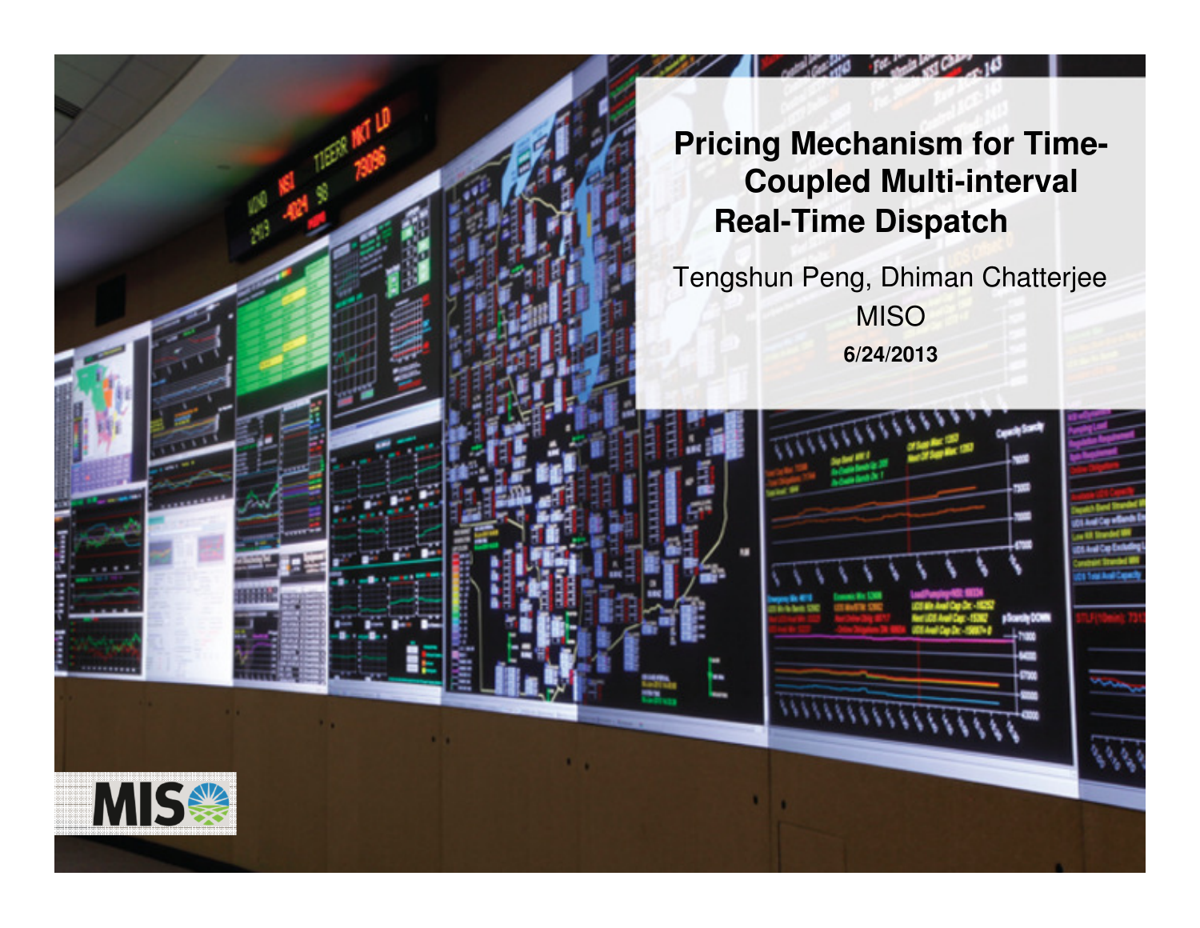# Pricing Mechanism for Time-Coupled Multi-interval Real-Time Dispatch

Tengshun Peng, Dhiman Chatterjee

MISO

**6/24/2013**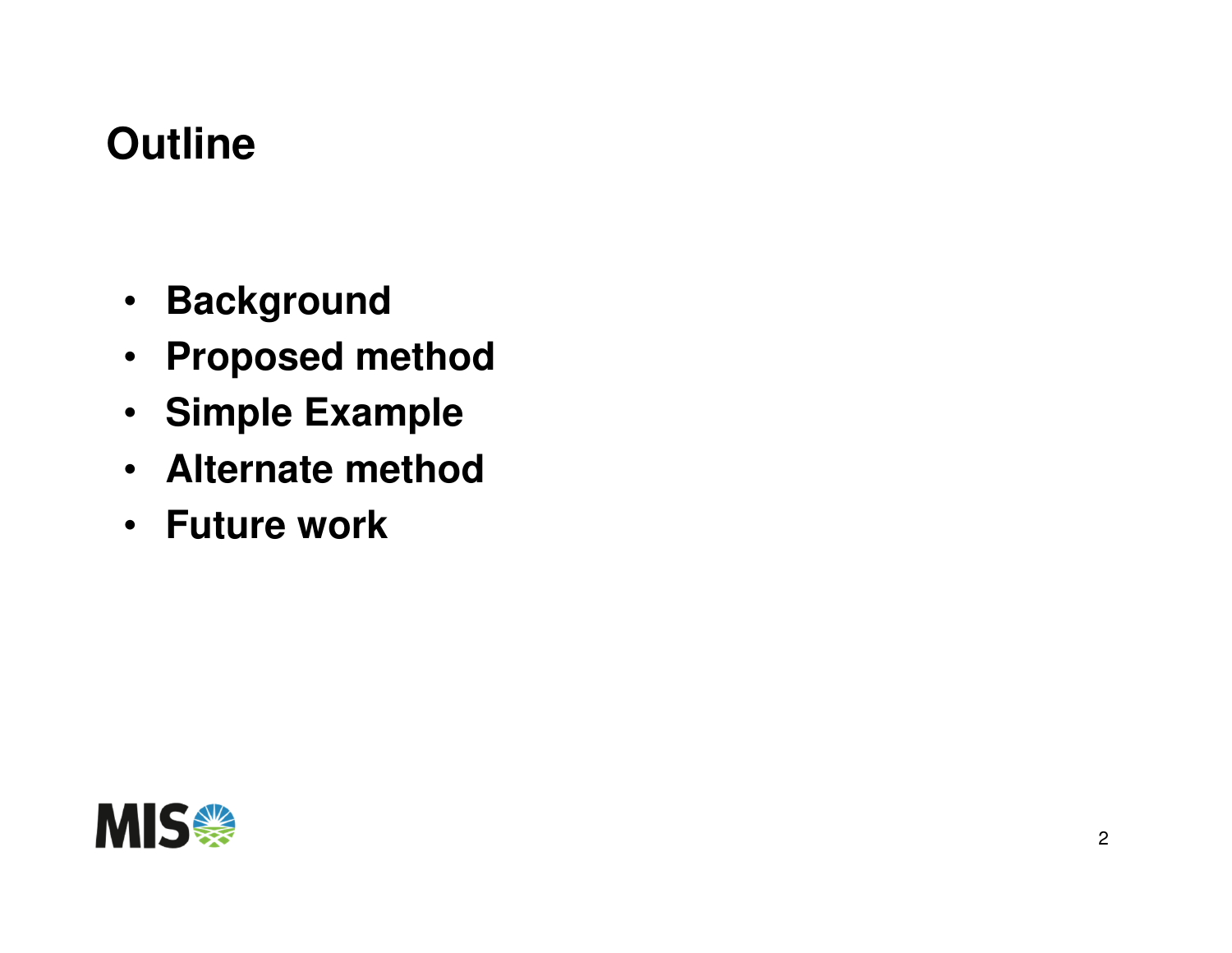# Outline

- **Background**
- **Proposed method**
- **Simple Example**
- **Alternate method**
- **Future work**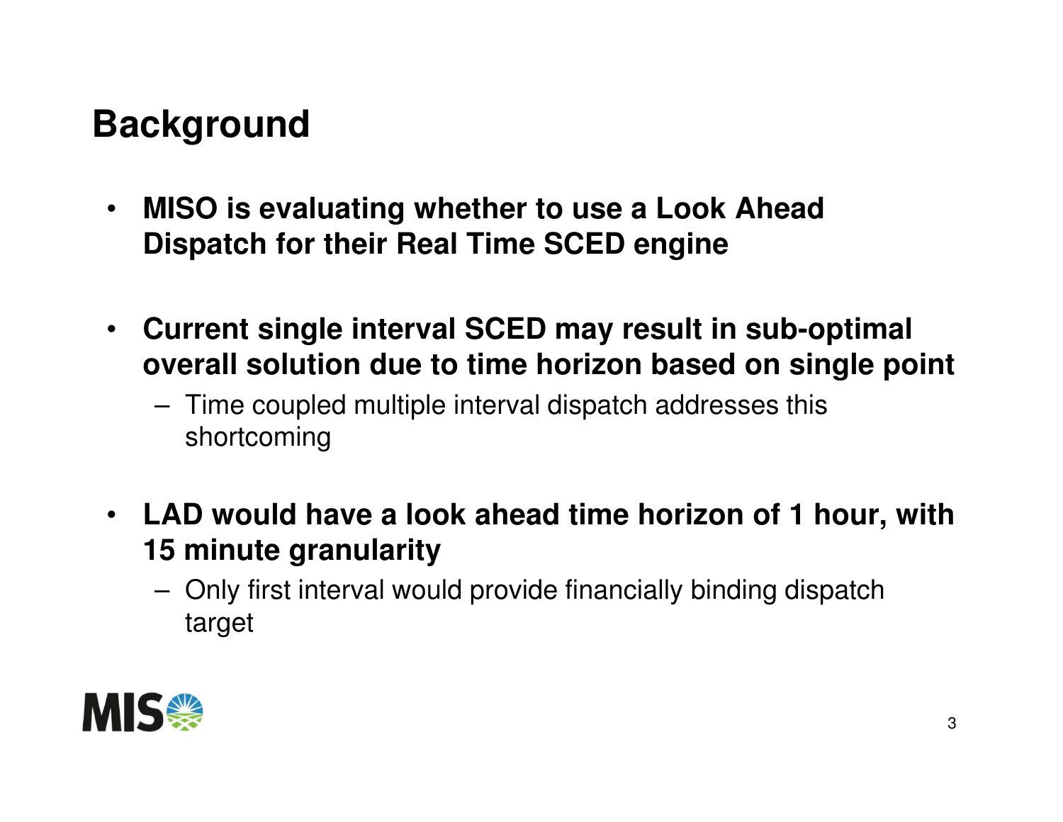# Background

- **MISO is evaluating whether to use a Look Ahead Dispatch for their Real Time SCED engine**

- **Current single interval SCED may result in sub-optimal overall solution due to time horizon based on single point**
  - Time coupled multiple interval dispatch addresses this shortcoming

- **LAD would have a look ahead time horizon of 1 hour, with 15 minute granularity**
  - Only first interval would provide financially binding dispatch target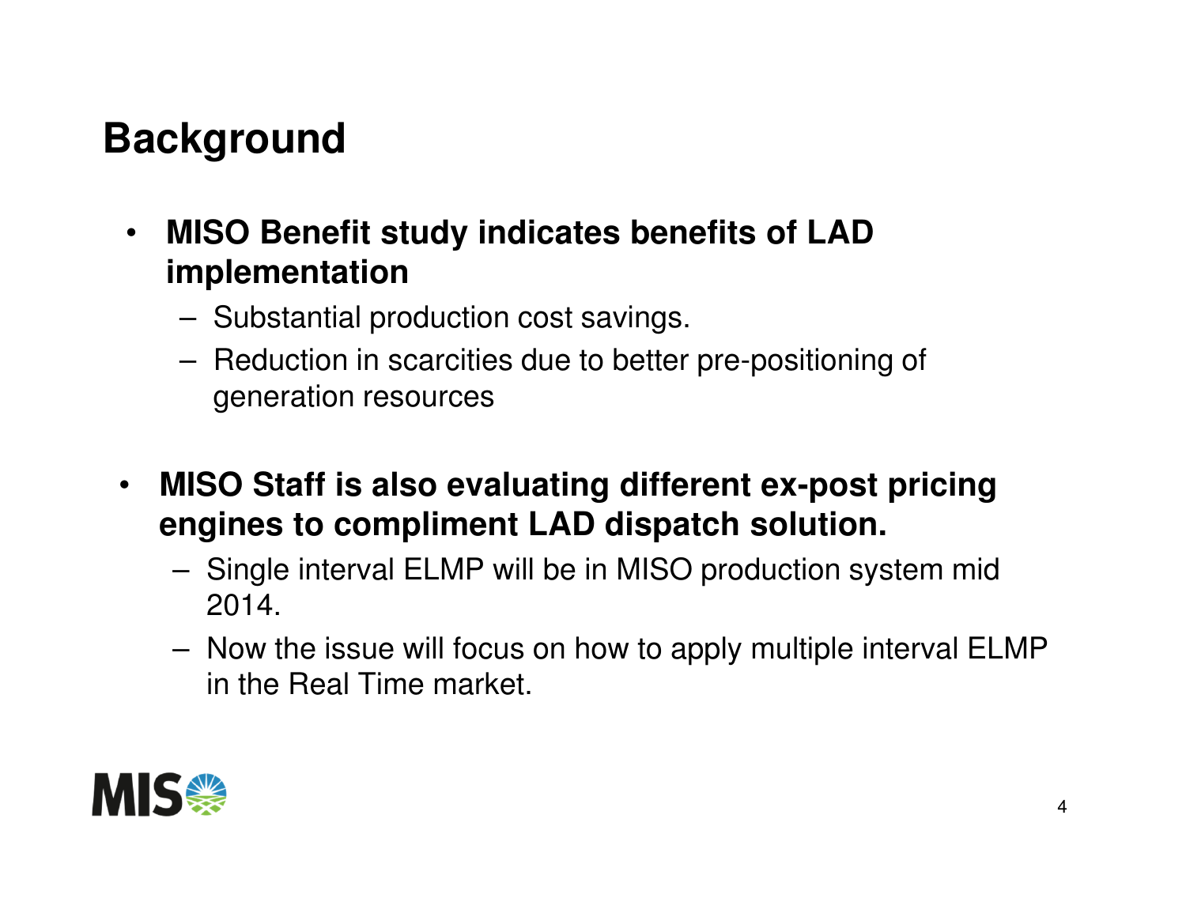# Background

- **MISO Benefit study indicates benefits of LAD implementation**
  - Substantial production cost savings.
  - Reduction in scarcities due to better pre-positioning of generation resources

- **MISO Staff is also evaluating different ex-post pricing engines to compliment LAD dispatch solution.**
  - Single interval ELMP will be in MISO production system mid 2014.
  - Now the issue will focus on how to apply multiple interval ELMP in the Real Time market.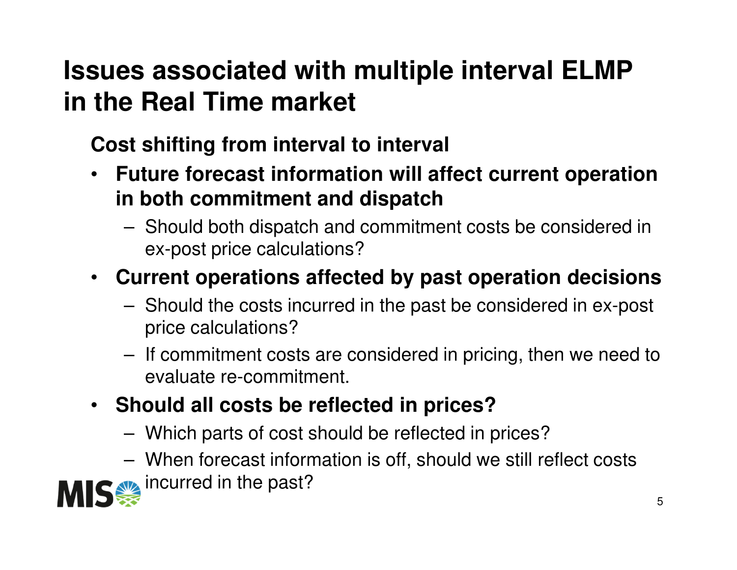# Issues associated with multiple interval ELMP in the Real Time market

**Cost shifting from interval to interval**

- **Future forecast information will affect current operation in both commitment and dispatch**
  - Should both dispatch and commitment costs be considered in ex-post price calculations?
- **Current operations affected by past operation decisions**
  - Should the costs incurred in the past be considered in ex-post price calculations?
  - If commitment costs are considered in pricing, then we need to evaluate re-commitment.
- **Should all costs be reflected in prices?**
  - Which parts of cost should be reflected in prices?
  - When forecast information is off, should we still reflect costs incurred in the past?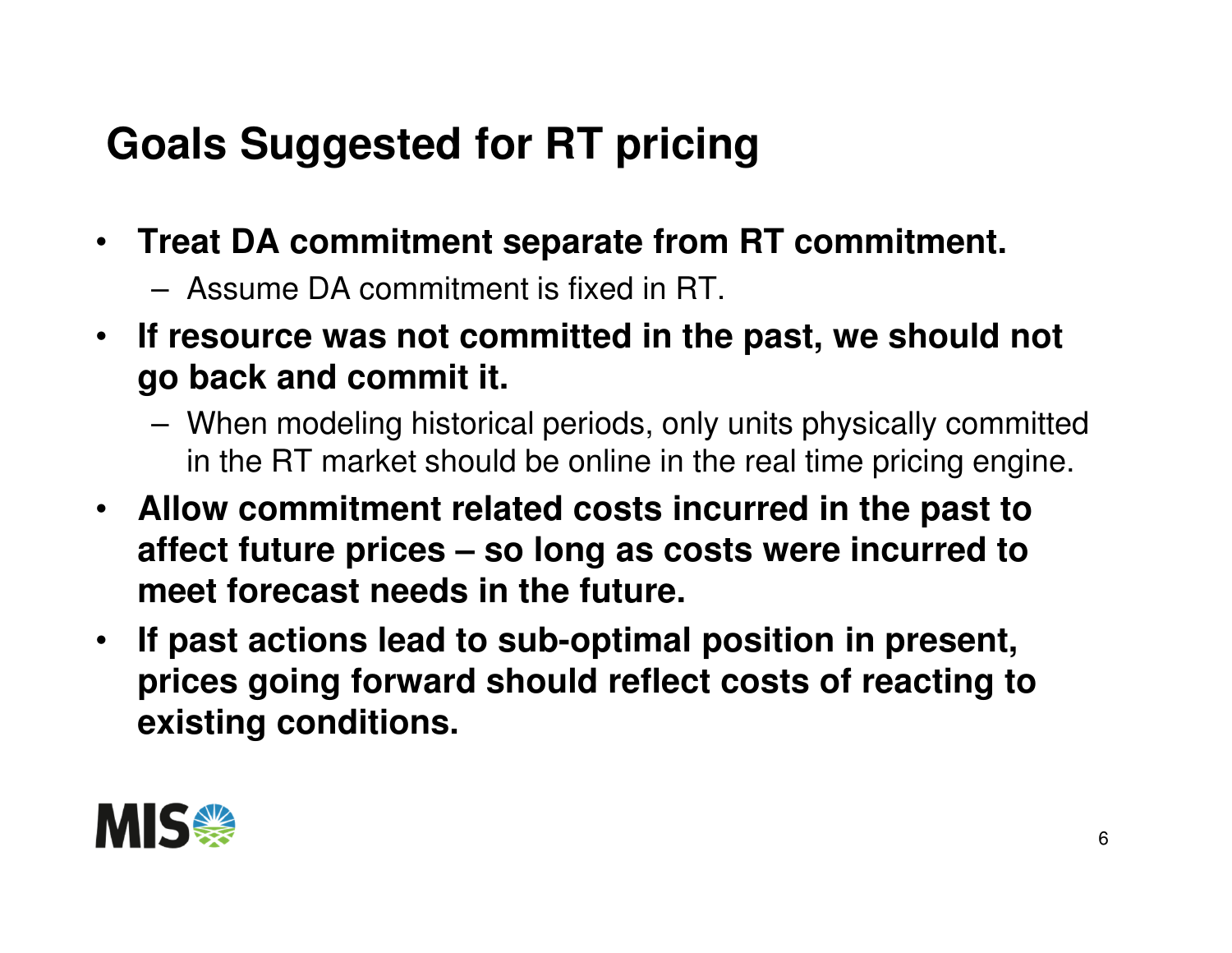# Goals Suggested for RT pricing

- **Treat DA commitment separate from RT commitment.**
  - Assume DA commitment is fixed in RT.
- **If resource was not committed in the past, we should not go back and commit it.**
  - When modeling historical periods, only units physically committed in the RT market should be online in the real time pricing engine.
- **Allow commitment related costs incurred in the past to affect future prices – so long as costs were incurred to meet forecast needs in the future.**
- **If past actions lead to sub-optimal position in present, prices going forward should reflect costs of reacting to existing conditions.**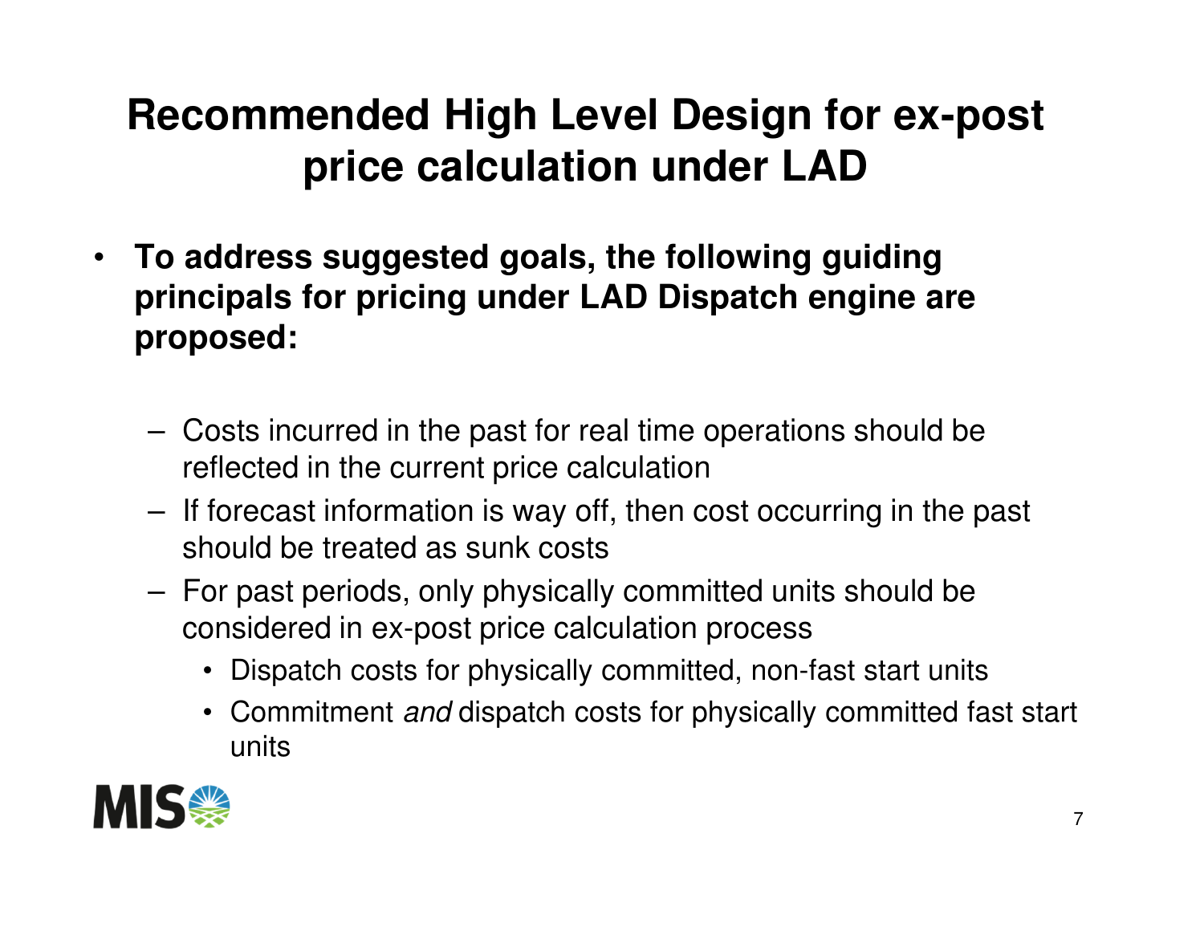# Recommended High Level Design for ex-post price calculation under LAD

- **To address suggested goals, the following guiding principals for pricing under LAD Dispatch engine are proposed:**
  - Costs incurred in the past for real time operations should be reflected in the current price calculation
  - If forecast information is way off, then cost occurring in the past should be treated as sunk costs
  - For past periods, only physically committed units should be considered in ex-post price calculation process
    - Dispatch costs for physically committed, non-fast start units
    - Commitment *and* dispatch costs for physically committed fast start units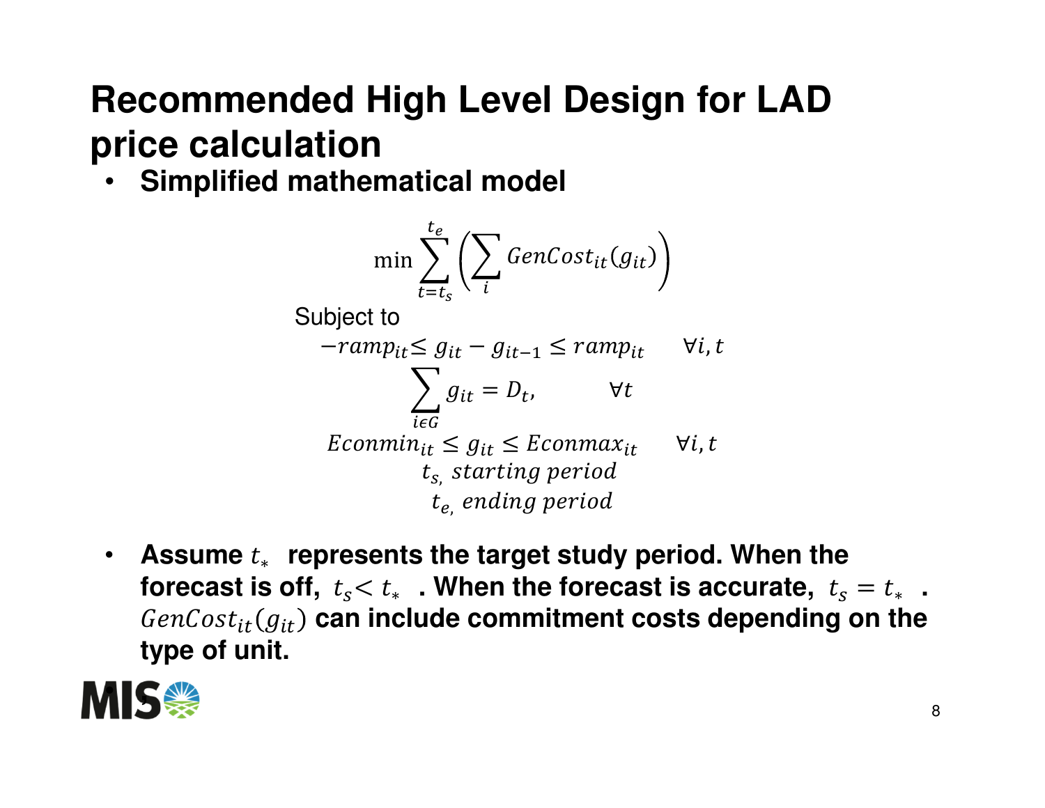# Recommended High Level Design for LAD price calculation

- **Simplified mathematical model**

$$\min \sum_{t=t_s}^{t_e} \left( \sum_i GenCost_{it}(g_{it}) \right)$$

Subject to

$$-ramp_{it} \leq g_{it} - g_{it-1} \leq ramp_{it} \qquad \forall i, t$$

$$\sum_{i \epsilon G} g_{it} = D_t, \qquad \forall t$$

$$Econmin_{it} \leq g_{it} \leq Econmax_{it} \qquad \forall i, t$$

$$t_{s,}\ starting\ period$$

$$t_{e,}\ ending\ period$$

- **Assume $t_*$ represents the target study period. When the forecast is off, $t_s < t_*$ . When the forecast is accurate, $t_s = t_*$ . $GenCost_{it}(g_{it})$ can include commitment costs depending on the type of unit.**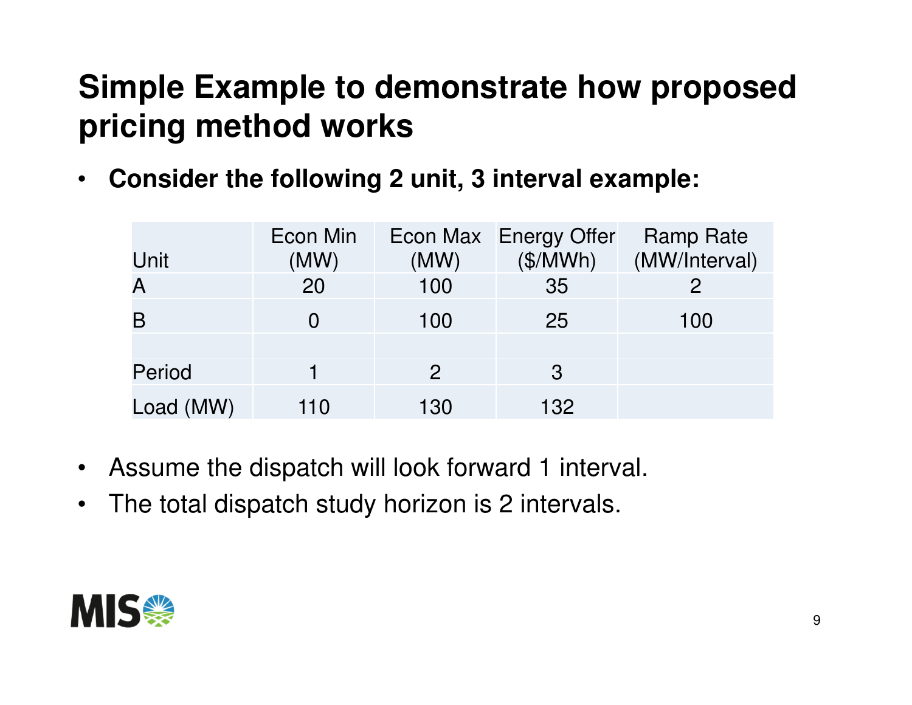# Simple Example to demonstrate how proposed pricing method works

- **Consider the following 2 unit, 3 interval example:**

| Unit | Econ Min (MW) | Econ Max (MW) | Energy Offer ($/MWh) | Ramp Rate (MW/Interval) |
|---|---|---|---|---|
| A | 20 | 100 | 35 | 2 |
| B | 0 | 100 | 25 | 100 |
| | | | | |
| Period | 1 | 2 | 3 | |
| Load (MW) | 110 | 130 | 132 | |

- Assume the dispatch will look forward 1 interval.
- The total dispatch study horizon is 2 intervals.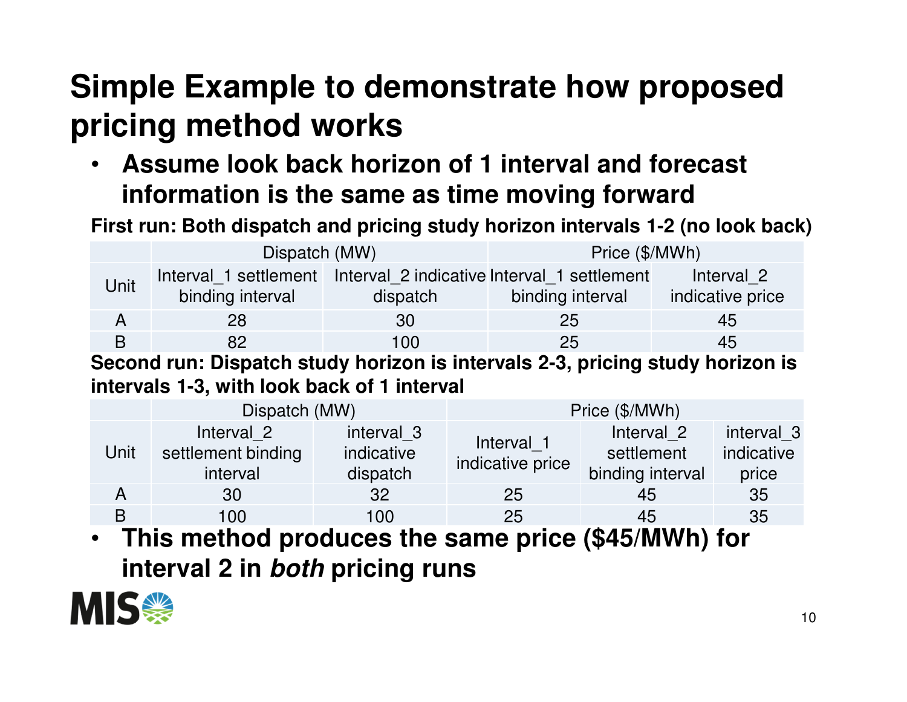# Simple Example to demonstrate how proposed pricing method works

- **Assume look back horizon of 1 interval and forecast information is the same as time moving forward**

**First run: Both dispatch and pricing study horizon intervals 1-2 (no look back)**

| Unit | Dispatch (MW) | | Price ($/MWh) | |
|---|---|---|---|---|
| | Interval_1 settlement binding interval | Interval_2 indicative dispatch | Interval_1 settlement binding interval | Interval_2 indicative price |
| A | 28 | 30 | 25 | 45 |
| B | 82 | 100 | 25 | 45 |

**Second run: Dispatch study horizon is intervals 2-3, pricing study horizon is intervals 1-3, with look back of 1 interval**

| Unit | Dispatch (MW) | | Price ($/MWh) | | |
|---|---|---|---|---|---|
| | Interval_2 settlement binding interval | interval_3 indicative dispatch | Interval_1 indicative price | Interval_2 settlement binding interval | interval_3 indicative price |
| A | 30 | 32 | 25 | 45 | 35 |
| B | 100 | 100 | 25 | 45 | 35 |

- **This method produces the same price ($45/MWh) for interval 2 in *both* pricing runs**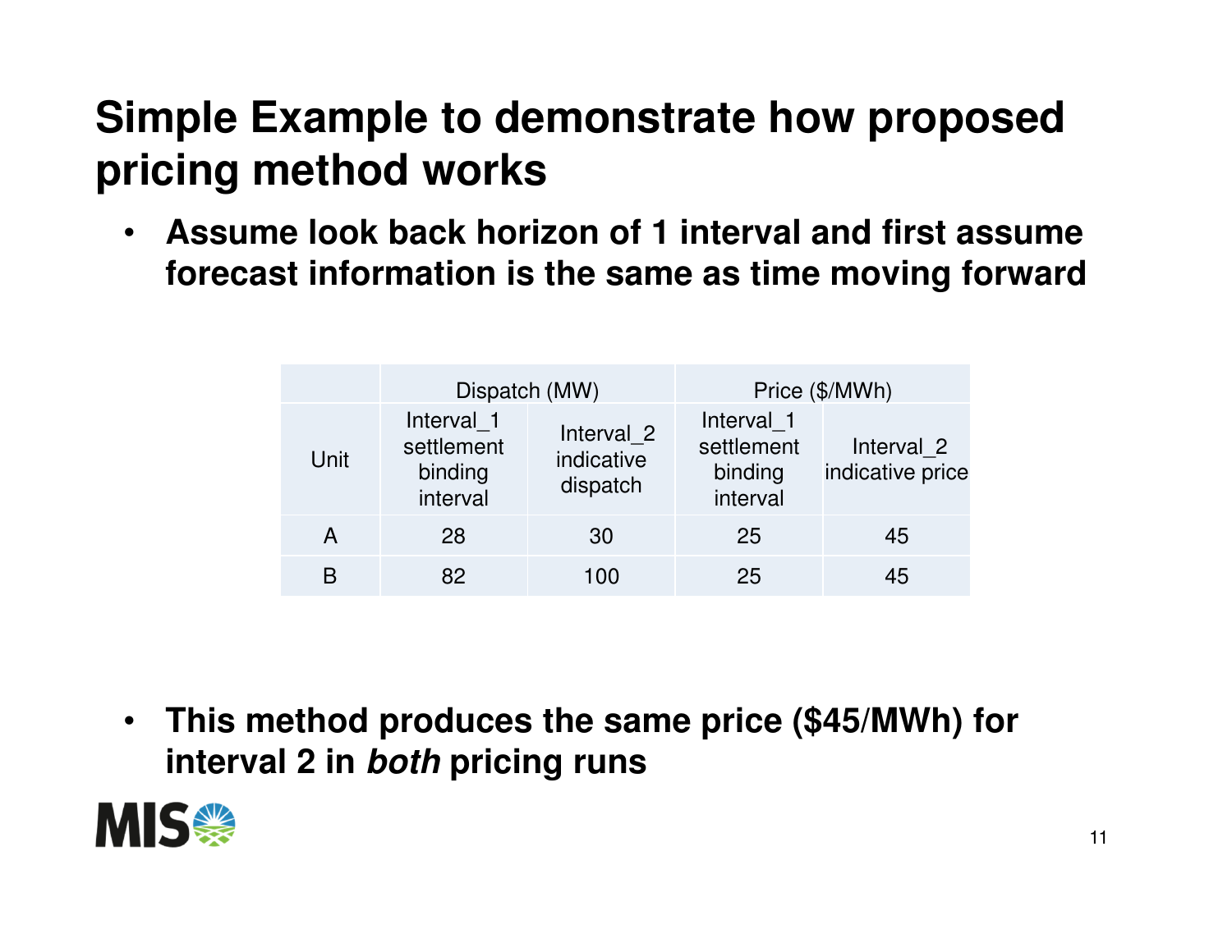# Simple Example to demonstrate how proposed pricing method works

- **Assume look back horizon of 1 interval and first assume forecast information is the same as time moving forward**

| | Dispatch (MW) | | Price ($/MWh) | |
|---|---|---|---|---|
| Unit | Interval_1 settlement binding interval | Interval_2 indicative dispatch | Interval_1 settlement binding interval | Interval_2 indicative price |
| A | 28 | 30 | 25 | 45 |
| B | 82 | 100 | 25 | 45 |

- **This method produces the same price ($45/MWh) for interval 2 in *both* pricing runs**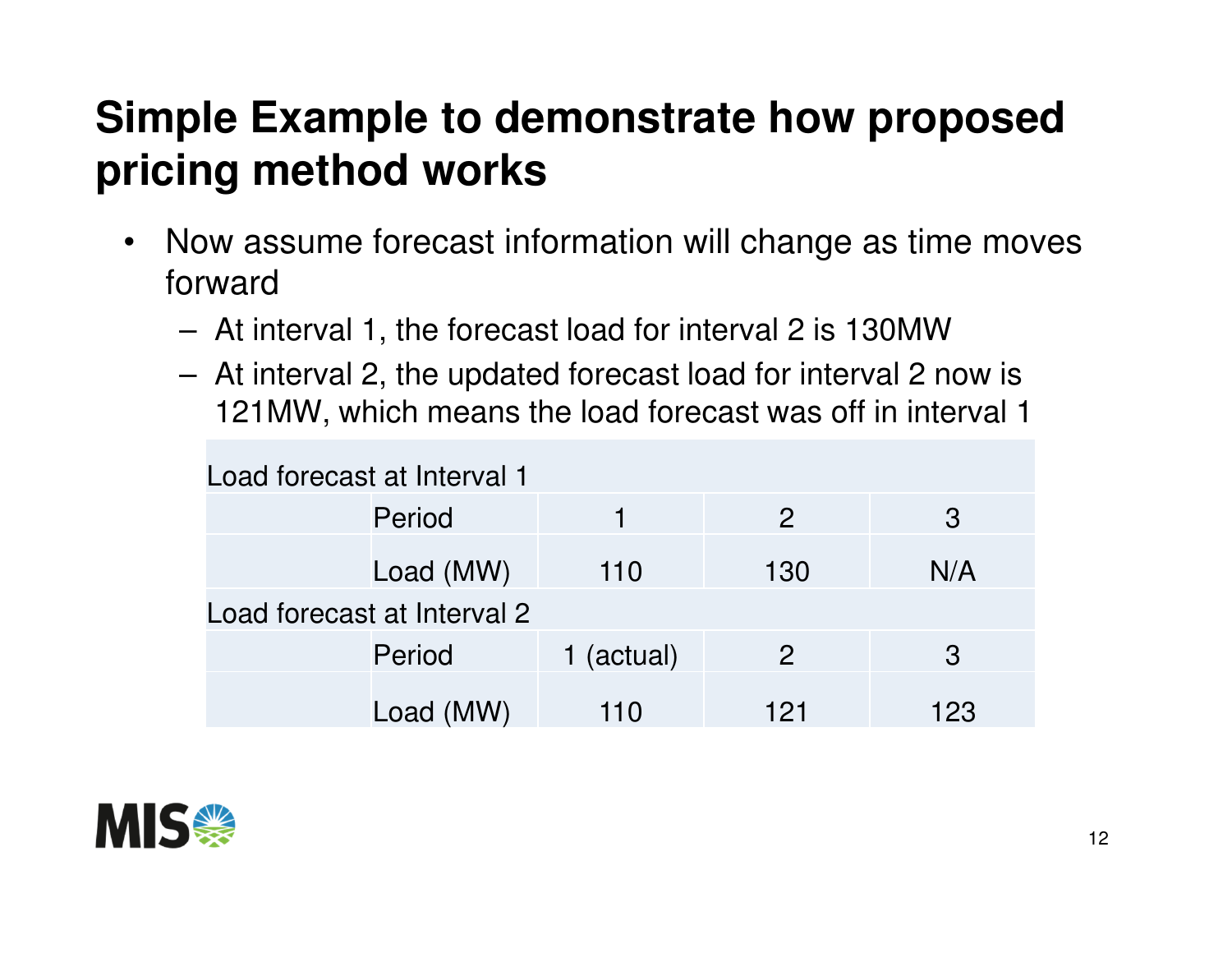# Simple Example to demonstrate how proposed pricing method works

- Now assume forecast information will change as time moves forward
  - At interval 1, the forecast load for interval 2 is 130MW
  - At interval 2, the updated forecast load for interval 2 now is 121MW, which means the load forecast was off in interval 1

| Load forecast at Interval 1 | | | | |
|---|---|---|---|---|
| | Period | 1 | 2 | 3 |
| | Load (MW) | 110 | 130 | N/A |
| **Load forecast at Interval 2** | | | | |
| | Period | 1 (actual) | 2 | 3 |
| | Load (MW) | 110 | 121 | 123 |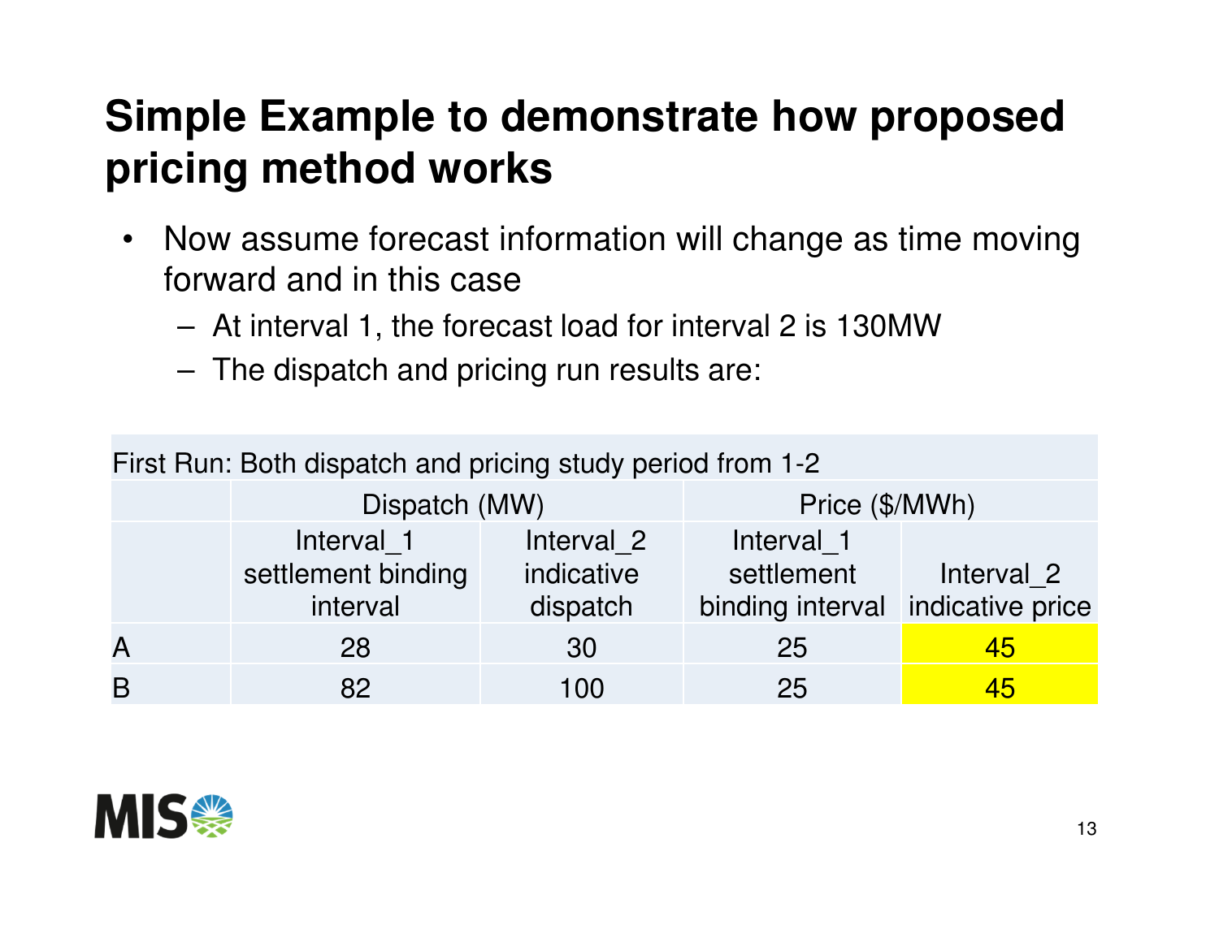# Simple Example to demonstrate how proposed pricing method works

- Now assume forecast information will change as time moving forward and in this case
  - At interval 1, the forecast load for interval 2 is 130MW
  - The dispatch and pricing run results are:

| First Run: Both dispatch and pricing study period from 1-2 | | | | |
|---|---|---|---|---|
| | Dispatch (MW) | | Price ($/MWh) | |
| | Interval_1 settlement binding interval | Interval_2 indicative dispatch | Interval_1 settlement binding interval | Interval_2 indicative price |
| A | 28 | 30 | 25 | 45 |
| B | 82 | 100 | 25 | 45 |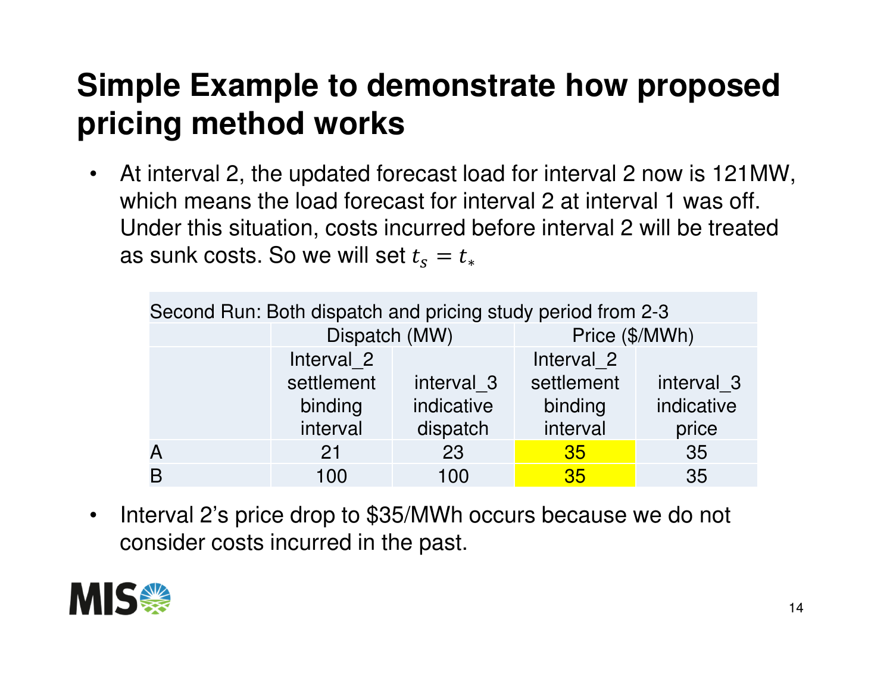# Simple Example to demonstrate how proposed pricing method works

- At interval 2, the updated forecast load for interval 2 now is 121MW, which means the load forecast for interval 2 at interval 1 was off. Under this situation, costs incurred before interval 2 will be treated as sunk costs. So we will set $t_s = t_*$

| Second Run: Both dispatch and pricing study period from 2-3 | | | | |
|---|---|---|---|---|
| | Dispatch (MW) | | Price ($/MWh) | |
| | Interval_2 settlement binding interval | interval_3 indicative dispatch | Interval_2 settlement binding interval | interval_3 indicative price |
| A | 21 | 23 | 35 | 35 |
| B | 100 | 100 | 35 | 35 |

- Interval 2's price drop to $35/MWh occurs because we do not consider costs incurred in the past.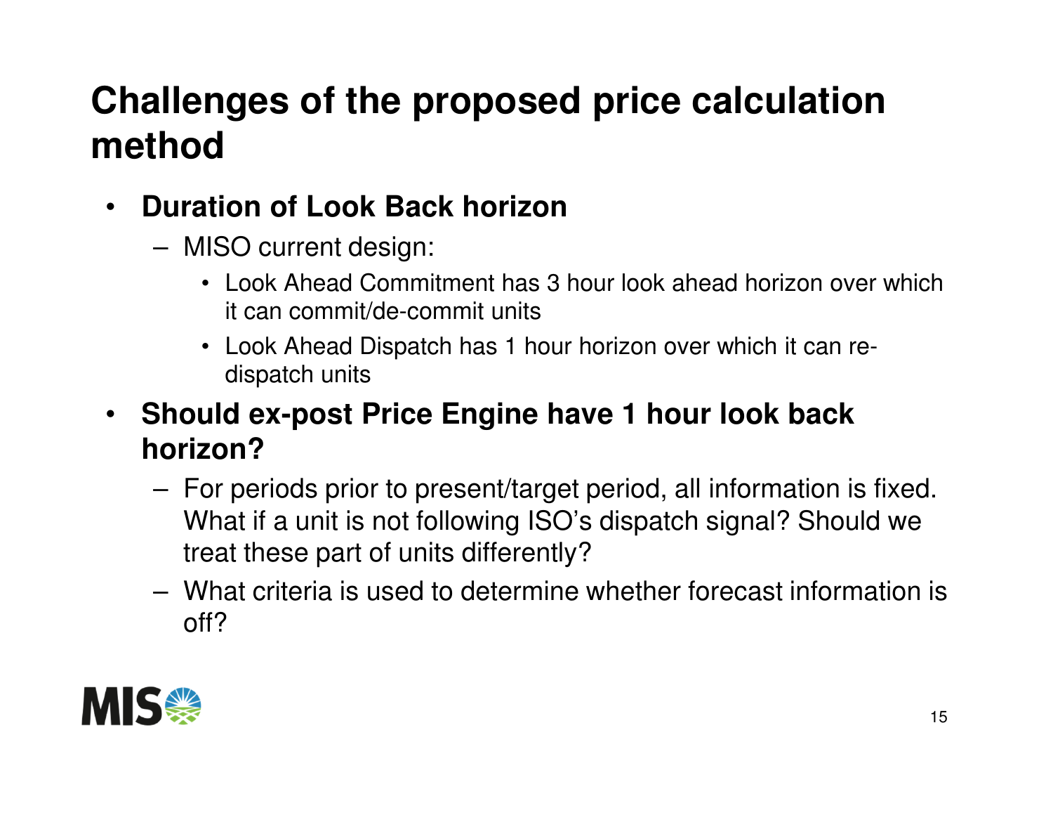# Challenges of the proposed price calculation method

- **Duration of Look Back horizon**
  - MISO current design:
    - Look Ahead Commitment has 3 hour look ahead horizon over which it can commit/de-commit units
    - Look Ahead Dispatch has 1 hour horizon over which it can re-dispatch units
- **Should ex-post Price Engine have 1 hour look back horizon?**
  - For periods prior to present/target period, all information is fixed. What if a unit is not following ISO's dispatch signal? Should we treat these part of units differently?
  - What criteria is used to determine whether forecast information is off?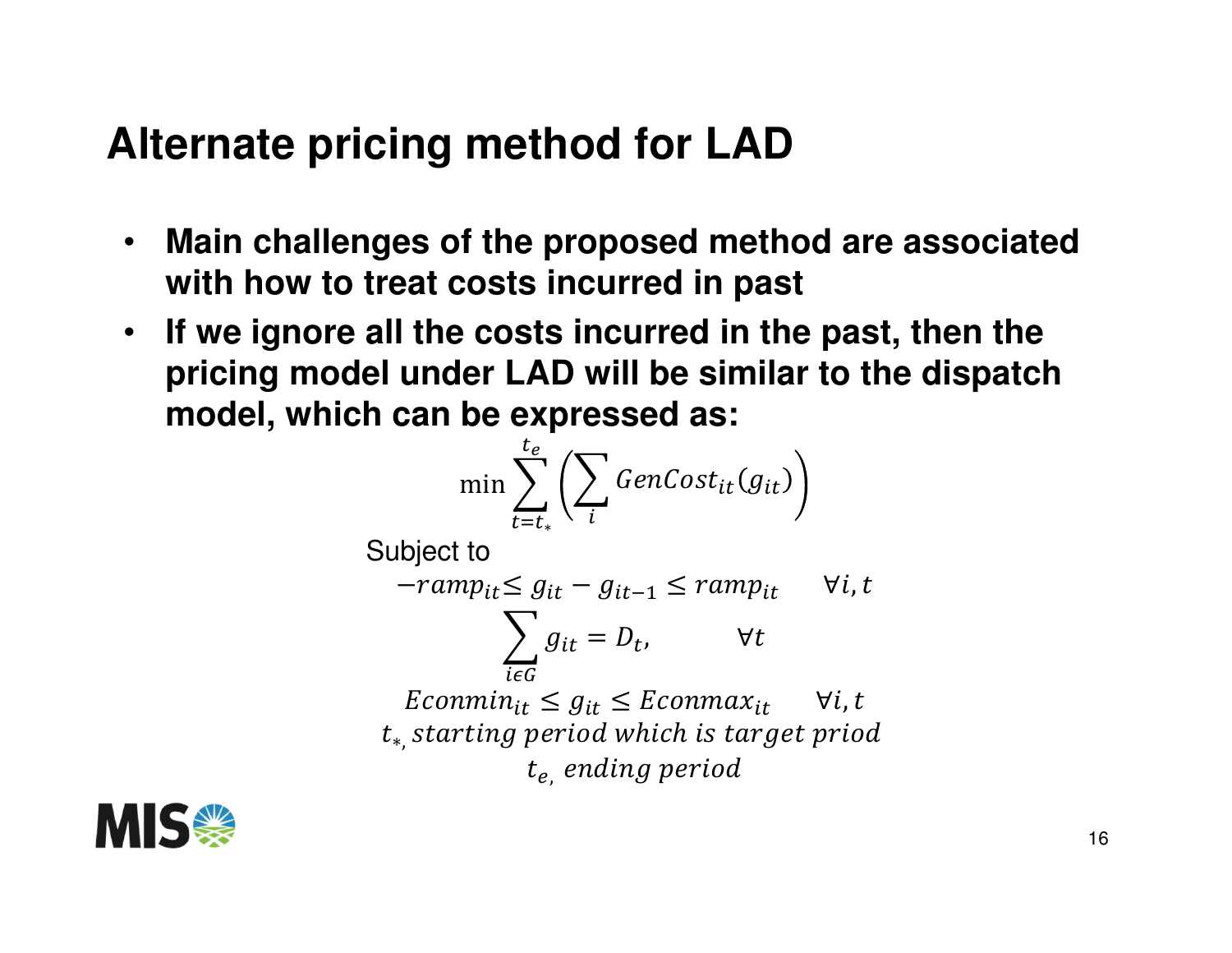# Alternate pricing method for LAD

- **Main challenges of the proposed method are associated with how to treat costs incurred in past**
- **If we ignore all the costs incurred in the past, then the pricing model under LAD will be similar to the dispatch model, which can be expressed as:**

$$\min \sum_{t=t_*}^{t_e} \left( \sum_{i} GenCost_{it}(g_{it}) \right)$$

Subject to

$$-ramp_{it} \leq g_{it} - g_{it-1} \leq ramp_{it} \qquad \forall i, t$$

$$\sum_{i \epsilon G} g_{it} = D_t, \qquad \forall t$$

$$Econmin_{it} \leq g_{it} \leq Econmax_{it} \qquad \forall i, t$$

$$t_{*,}\ starting\ period\ which\ is\ target\ priod$$

$$t_{e,}\ ending\ period$$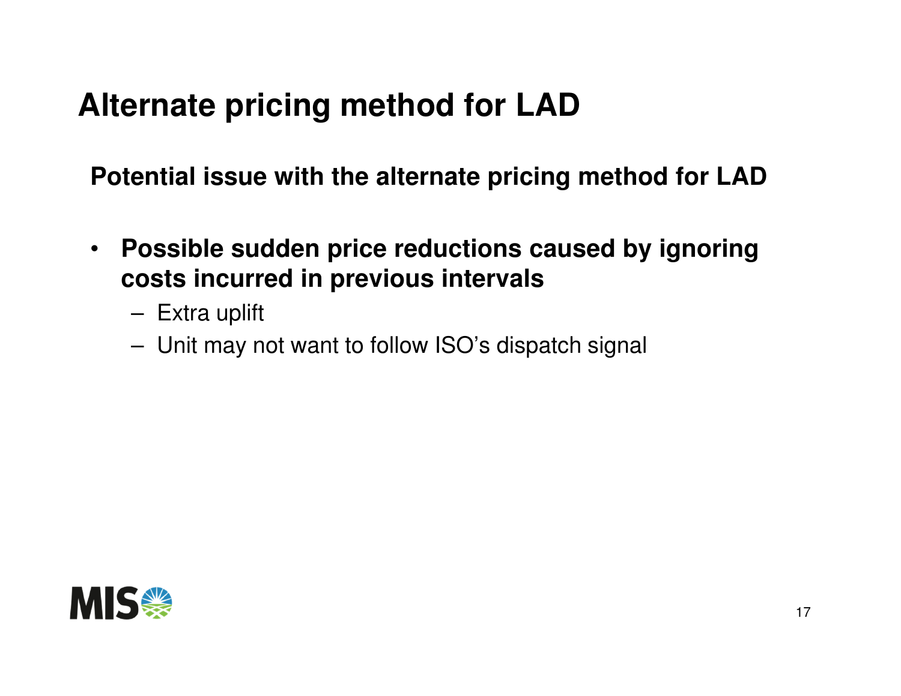# Alternate pricing method for LAD

**Potential issue with the alternate pricing method for LAD**

- **Possible sudden price reductions caused by ignoring costs incurred in previous intervals**
  - Extra uplift
  - Unit may not want to follow ISO's dispatch signal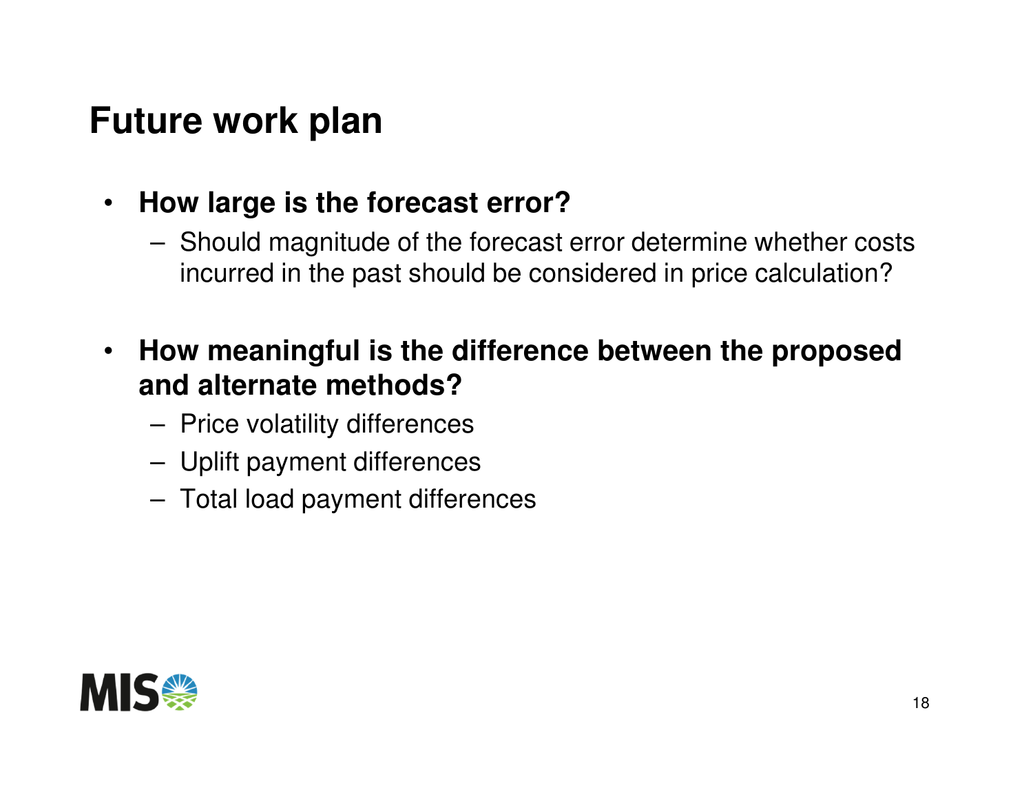# Future work plan

- **How large is the forecast error?**
  - Should magnitude of the forecast error determine whether costs incurred in the past should be considered in price calculation?

- **How meaningful is the difference between the proposed and alternate methods?**
  - Price volatility differences
  - Uplift payment differences
  - Total load payment differences